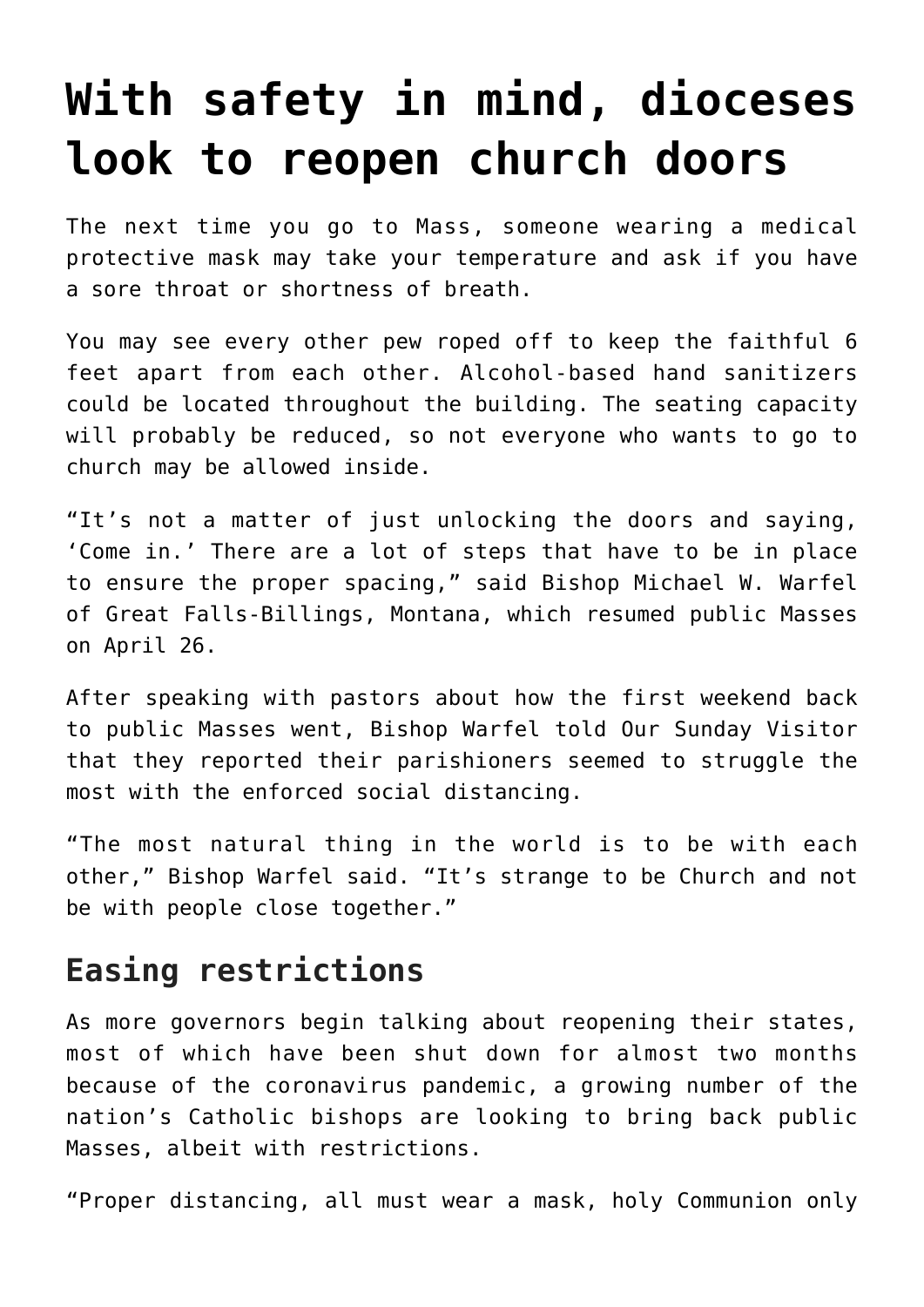# With safety in mind, dioceses look to reopen church doors

The next time you go to Mass, someone wearing a medical protective mask may take your temperature and ask if you have a sore throat or shortness of breath.

You may see every other pew roped off to keep the faithful 6 feet apart from each other. Alcohol-based hand sanitizers could be located throughout the building. The seating capacity will probably be reduced, so not everyone who wants to go to church may be allowed inside.

"It's not a matter of just unlocking the doors and saying, 'Come in.' There are a lot of steps that have to be in place to ensure the proper spacing," said Bishop Michael W. Warfel of Great Falls-Billings, Montana, which resumed public Masses on April 26.

After speaking with pastors about how the first weekend back to public Masses went, Bishop Warfel told Our Sunday Visitor that they reported their parishioners seemed to struggle the most with the enforced social distancing.

"The most natural thing in the world is to be with each other," Bishop Warfel said. "It's strange to be Church and not be with people close together."

## Easing restrictions

As more governors begin talking about reopening their states, most of which have been shut down for almost two months because of the coronavirus pandemic, a growing number of the nation's Catholic bishops are looking to bring back public Masses, albeit with restrictions.

"Proper distancing, all must wear a mask, holy Communion only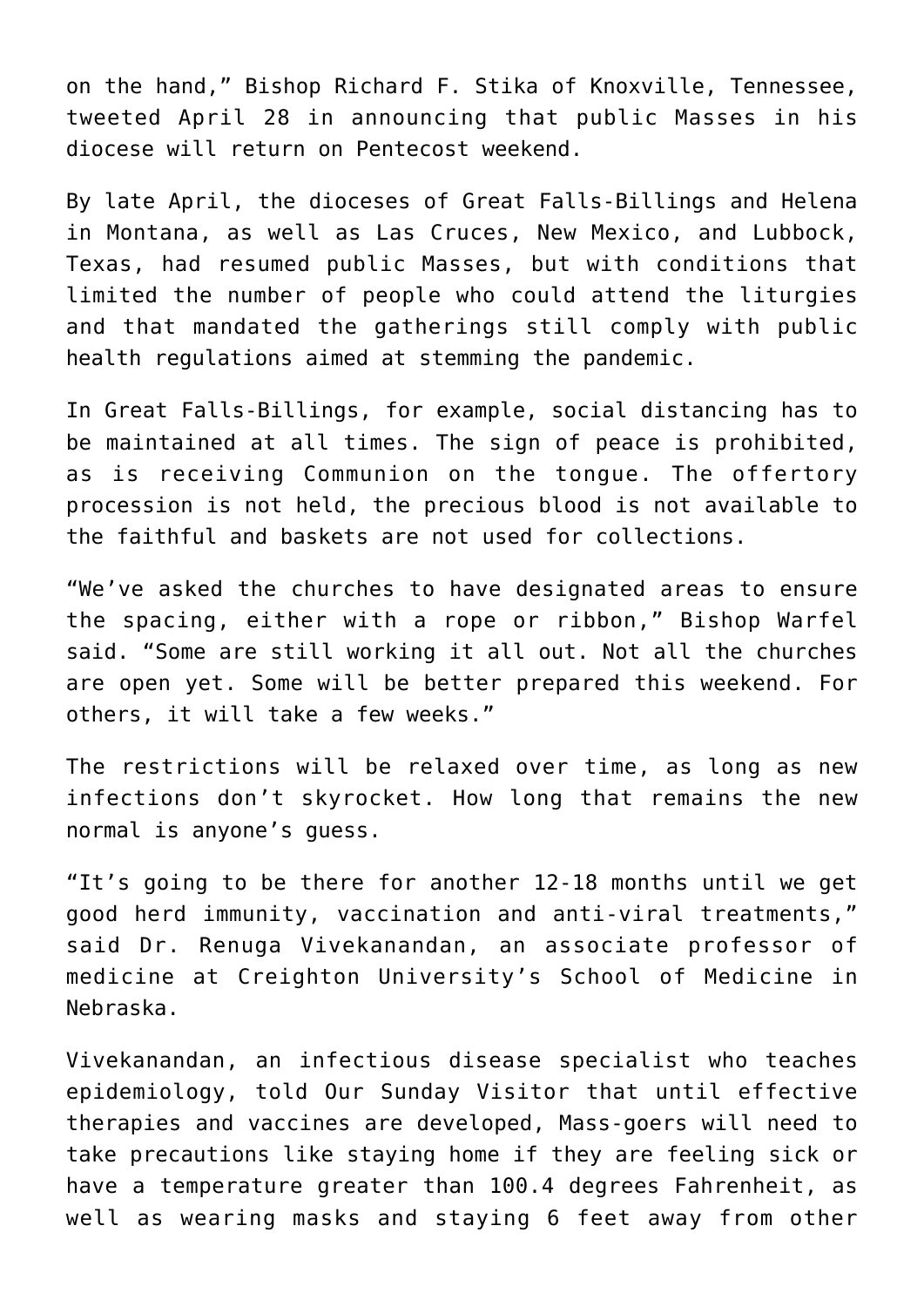on the hand," Bishop Richard F. Stika of Knoxville, Tennessee, tweeted April 28 in announcing that public Masses in his diocese will return on Pentecost weekend.

By late April, the dioceses of Great Falls-Billings and Helena in Montana, as well as Las Cruces, New Mexico, and Lubbock, Texas, had resumed public Masses, but with conditions that limited the number of people who could attend the liturgies and that mandated the gatherings still comply with public health regulations aimed at stemming the pandemic.

In Great Falls-Billings, for example, social distancing has to be maintained at all times. The sign of peace is prohibited, as is receiving Communion on the tongue. The offertory procession is not held, the precious blood is not available to the faithful and baskets are not used for collections.

"We've asked the churches to have designated areas to ensure the spacing, either with a rope or ribbon," Bishop Warfel said. "Some are still working it all out. Not all the churches are open yet. Some will be better prepared this weekend. For others, it will take a few weeks."

The restrictions will be relaxed over time, as long as new infections don't skyrocket. How long that remains the new normal is anyone's guess.

"It's going to be there for another 12-18 months until we get good herd immunity, vaccination and anti-viral treatments," said Dr. Renuga Vivekanandan, an associate professor of medicine at Creighton University's School of Medicine in Nebraska.

Vivekanandan, an infectious disease specialist who teaches epidemiology, told Our Sunday Visitor that until effective therapies and vaccines are developed, Mass-goers will need to take precautions like staying home if they are feeling sick or have a temperature greater than 100.4 degrees Fahrenheit, as well as wearing masks and staying 6 feet away from other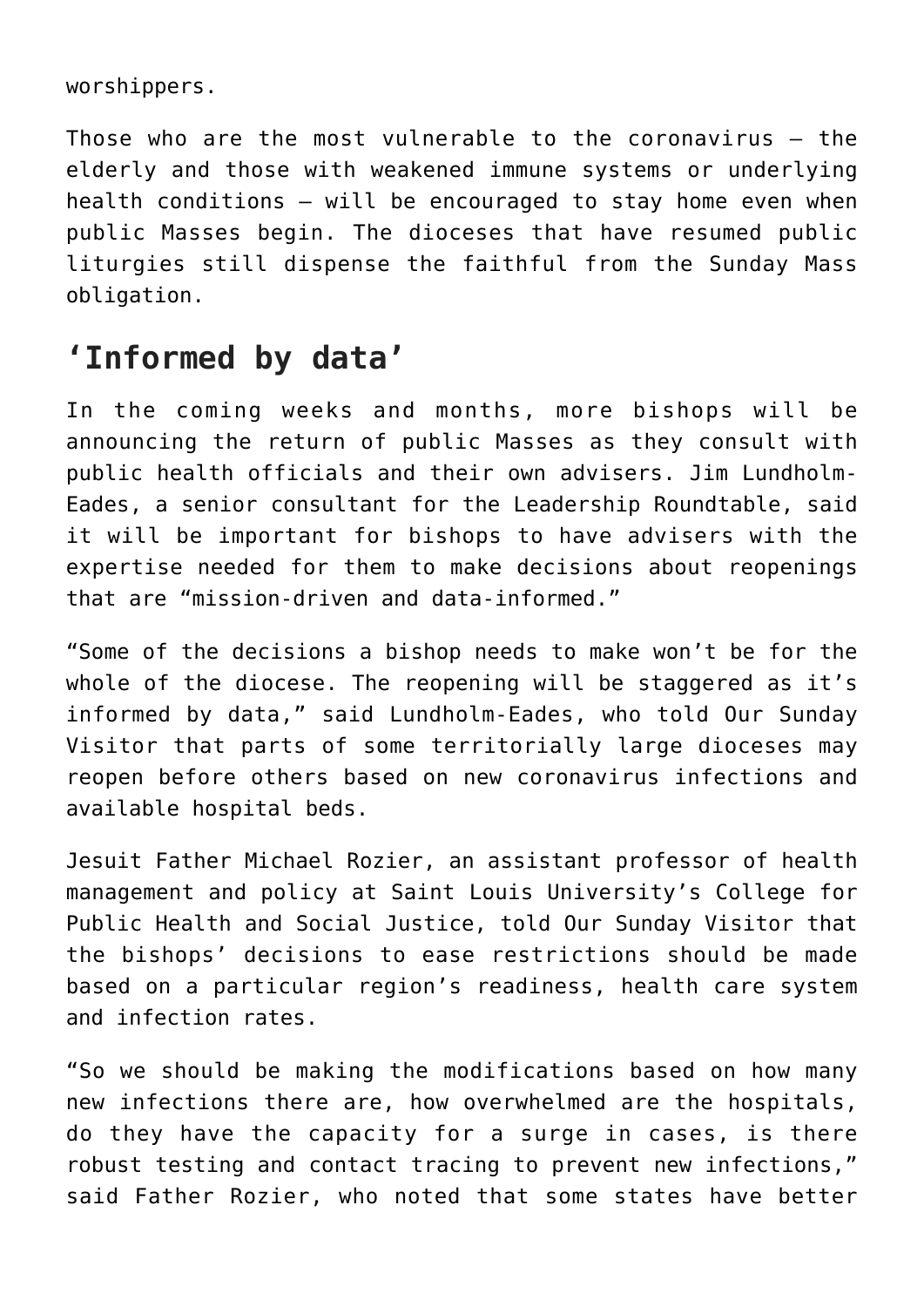worshippers.

Those who are the most vulnerable to the coronavirus — the elderly and those with weakened immune systems or underlying health conditions — will be encouraged to stay home even when public Masses begin. The dioceses that have resumed public liturgies still dispense the faithful from the Sunday Mass obligation.

## ‘Informed by data’

In the coming weeks and months, more bishops will be announcing the return of public Masses as they consult with public health officials and their own advisers. Jim Lundholm-Eades, a senior consultant for the Leadership Roundtable, said it will be important for bishops to have advisers with the expertise needed for them to make decisions about reopenings that are “mission-driven and data-informed.”

“Some of the decisions a bishop needs to make won’t be for the whole of the diocese. The reopening will be staggered as it’s informed by data,” said Lundholm-Eades, who told Our Sunday Visitor that parts of some territorially large dioceses may reopen before others based on new coronavirus infections and available hospital beds.

Jesuit Father Michael Rozier, an assistant professor of health management and policy at Saint Louis University’s College for Public Health and Social Justice, told Our Sunday Visitor that the bishops’ decisions to ease restrictions should be made based on a particular region’s readiness, health care system and infection rates.

“So we should be making the modifications based on how many new infections there are, how overwhelmed are the hospitals, do they have the capacity for a surge in cases, is there robust testing and contact tracing to prevent new infections,” said Father Rozier, who noted that some states have better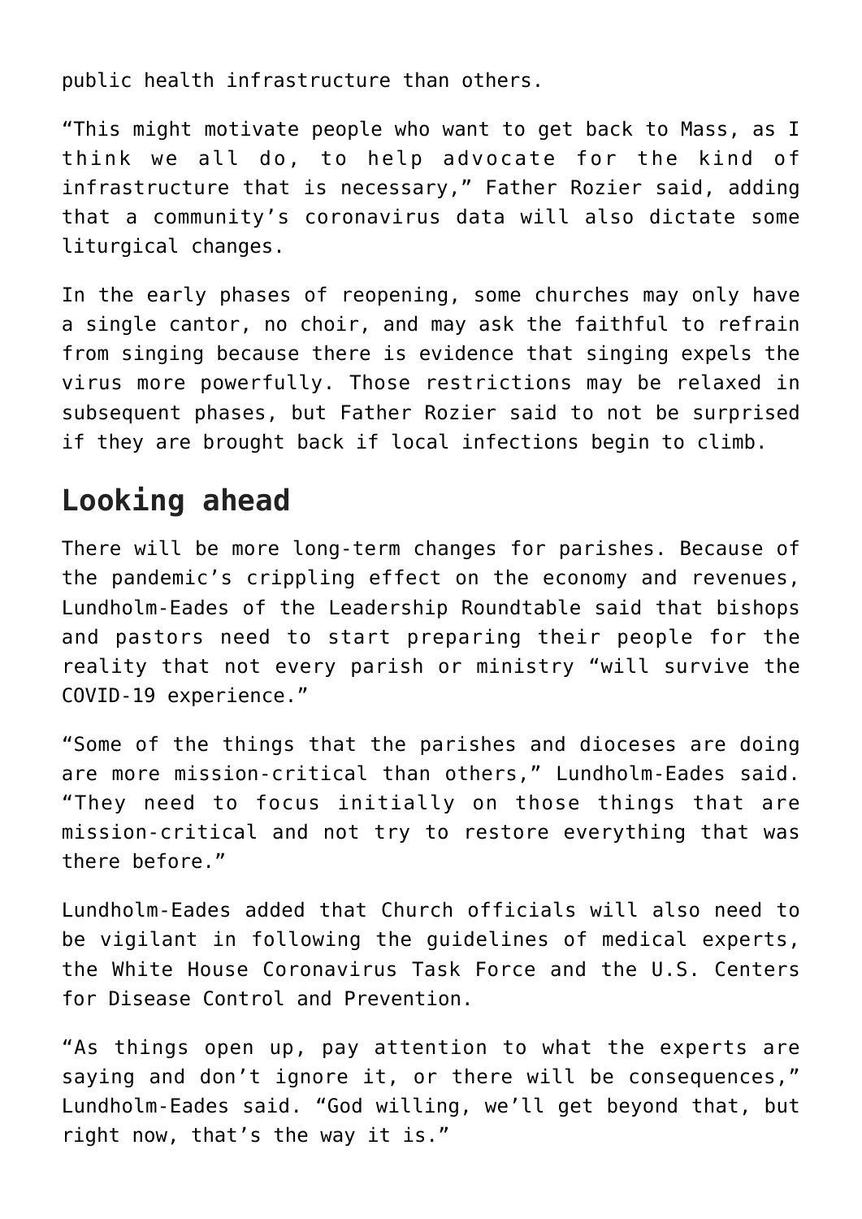public health infrastructure than others.

“This might motivate people who want to get back to Mass, as I think we all do, to help advocate for the kind of infrastructure that is necessary,” Father Rozier said, adding that a community’s coronavirus data will also dictate some liturgical changes.

In the early phases of reopening, some churches may only have a single cantor, no choir, and may ask the faithful to refrain from singing because there is evidence that singing expels the virus more powerfully. Those restrictions may be relaxed in subsequent phases, but Father Rozier said to not be surprised if they are brought back if local infections begin to climb.

## Looking ahead

There will be more long-term changes for parishes. Because of the pandemic’s crippling effect on the economy and revenues, Lundholm-Eades of the Leadership Roundtable said that bishops and pastors need to start preparing their people for the reality that not every parish or ministry “will survive the COVID-19 experience.”

“Some of the things that the parishes and dioceses are doing are more mission-critical than others,” Lundholm-Eades said. “They need to focus initially on those things that are mission-critical and not try to restore everything that was there before.”

Lundholm-Eades added that Church officials will also need to be vigilant in following the guidelines of medical experts, the White House Coronavirus Task Force and the U.S. Centers for Disease Control and Prevention.

“As things open up, pay attention to what the experts are saying and don’t ignore it, or there will be consequences,” Lundholm-Eades said. “God willing, we’ll get beyond that, but right now, that’s the way it is.”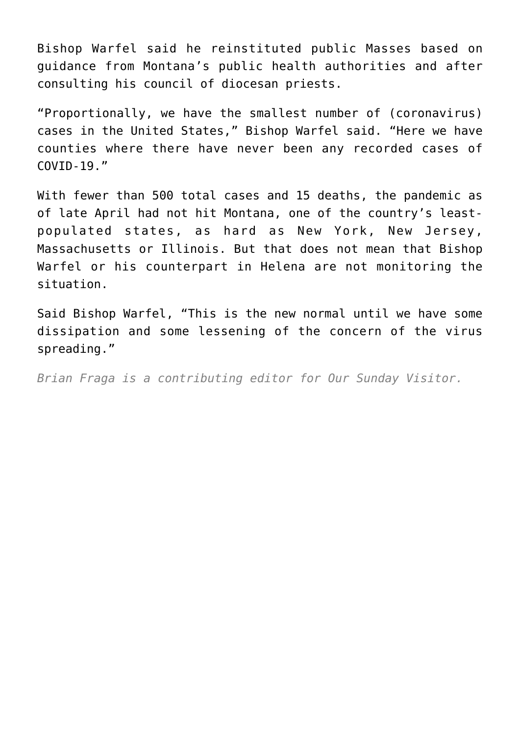Bishop Warfel said he reinstituted public Masses based on guidance from Montana's public health authorities and after consulting his council of diocesan priests.

"Proportionally, we have the smallest number of (coronavirus) cases in the United States," Bishop Warfel said. "Here we have counties where there have never been any recorded cases of COVID-19."

With fewer than 500 total cases and 15 deaths, the pandemic as of late April had not hit Montana, one of the country's least-populated states, as hard as New York, New Jersey, Massachusetts or Illinois. But that does not mean that Bishop Warfel or his counterpart in Helena are not monitoring the situation.

Said Bishop Warfel, "This is the new normal until we have some dissipation and some lessening of the concern of the virus spreading."

*Brian Fraga is a contributing editor for Our Sunday Visitor.*